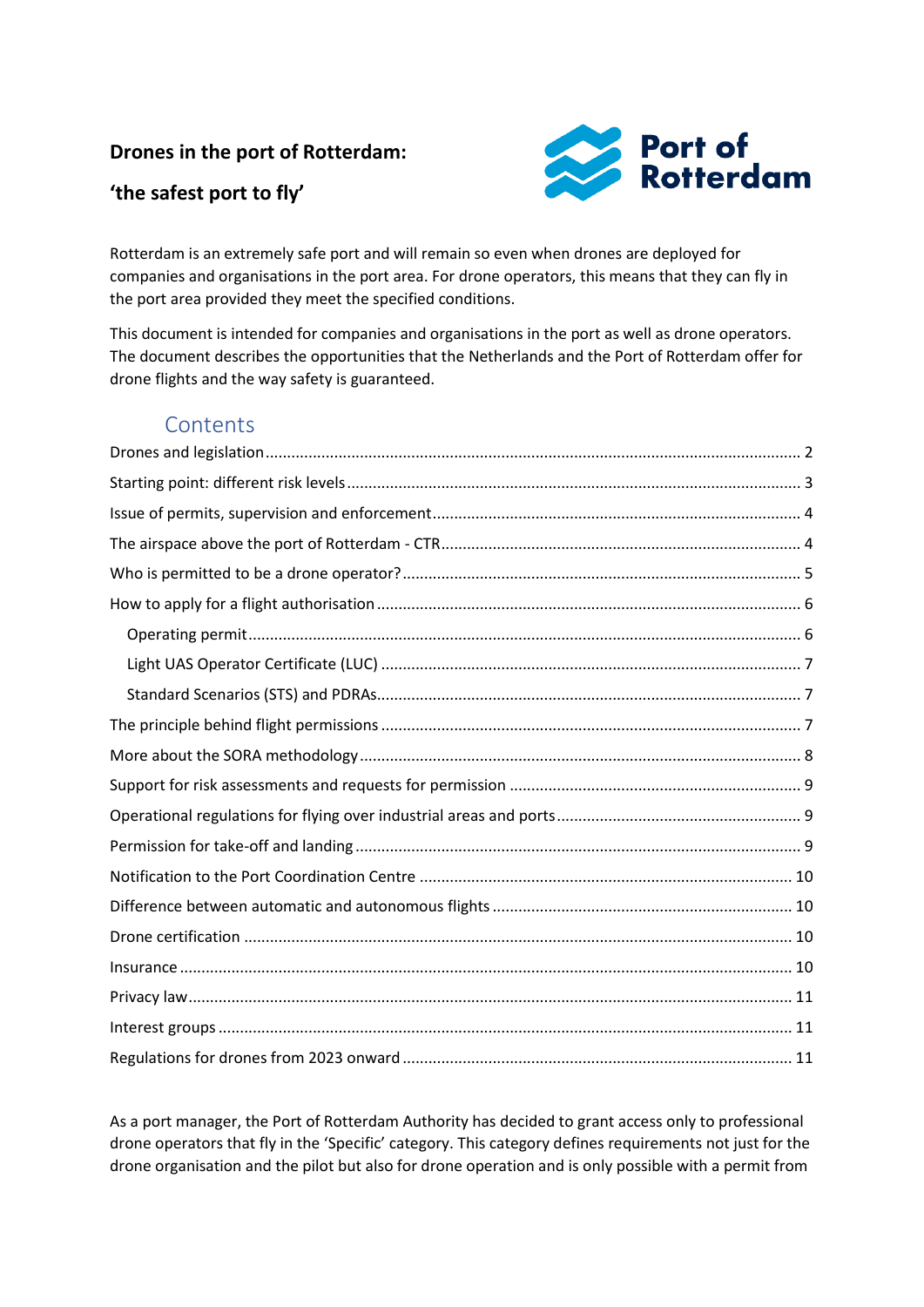**Drones in the port of Rotterdam:**

**'the safest port to fly'**

Rotterdam is an extremely safe port and will remain so even when drones are deployed for companies and organisations in the port area. For drone operators, this means that they can fly in the port area provided they meet the specified conditions.

This document is intended for companies and organisations in the port as well as drone operators. The document describes the opportunities that the Netherlands and the Port of Rotterdam offer for drone flights and the way safety is guaranteed.

## Contents

- Drones and legislation ........ 2
- Starting point: different risk levels ........ 3
- Issue of permits, supervision and enforcement ........ 4
- The airspace above the port of Rotterdam - CTR ........ 4
- Who is permitted to be a drone operator? ........ 5
- How to apply for a flight authorisation ........ 6
  - Operating permit ........ 6
  - Light UAS Operator Certificate (LUC) ........ 7
  - Standard Scenarios (STS) and PDRAs ........ 7
- The principle behind flight permissions ........ 7
- More about the SORA methodology ........ 8
- Support for risk assessments and requests for permission ........ 9
- Operational regulations for flying over industrial areas and ports ........ 9
- Permission for take-off and landing ........ 9
- Notification to the Port Coordination Centre ........ 10
- Difference between automatic and autonomous flights ........ 10
- Drone certification ........ 10
- Insurance ........ 10
- Privacy law ........ 11
- Interest groups ........ 11
- Regulations for drones from 2023 onward ........ 11

As a port manager, the Port of Rotterdam Authority has decided to grant access only to professional drone operators that fly in the 'Specific' category. This category defines requirements not just for the drone organisation and the pilot but also for drone operation and is only possible with a permit from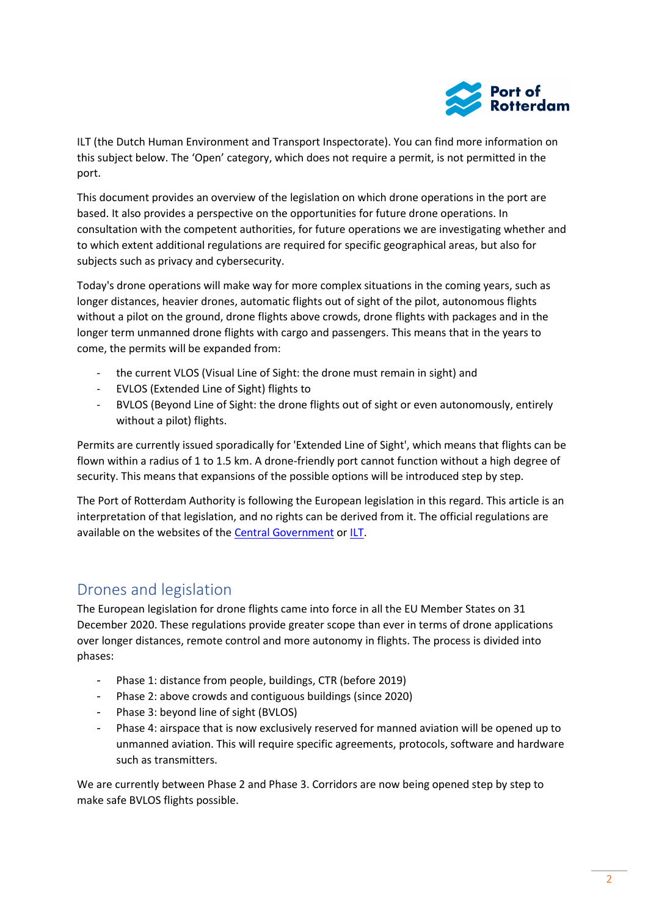ILT (the Dutch Human Environment and Transport Inspectorate). You can find more information on this subject below. The 'Open' category, which does not require a permit, is not permitted in the port.

This document provides an overview of the legislation on which drone operations in the port are based. It also provides a perspective on the opportunities for future drone operations. In consultation with the competent authorities, for future operations we are investigating whether and to which extent additional regulations are required for specific geographical areas, but also for subjects such as privacy and cybersecurity.

Today's drone operations will make way for more complex situations in the coming years, such as longer distances, heavier drones, automatic flights out of sight of the pilot, autonomous flights without a pilot on the ground, drone flights above crowds, drone flights with packages and in the longer term unmanned drone flights with cargo and passengers. This means that in the years to come, the permits will be expanded from:

- the current VLOS (Visual Line of Sight: the drone must remain in sight) and
- EVLOS (Extended Line of Sight) flights to
- BVLOS (Beyond Line of Sight: the drone flights out of sight or even autonomously, entirely without a pilot) flights.

Permits are currently issued sporadically for 'Extended Line of Sight', which means that flights can be flown within a radius of 1 to 1.5 km. A drone-friendly port cannot function without a high degree of security. This means that expansions of the possible options will be introduced step by step.

The Port of Rotterdam Authority is following the European legislation in this regard. This article is an interpretation of that legislation, and no rights can be derived from it. The official regulations are available on the websites of the Central Government or ILT.

## Drones and legislation

The European legislation for drone flights came into force in all the EU Member States on 31 December 2020. These regulations provide greater scope than ever in terms of drone applications over longer distances, remote control and more autonomy in flights. The process is divided into phases:

- Phase 1: distance from people, buildings, CTR (before 2019)
- Phase 2: above crowds and contiguous buildings (since 2020)
- Phase 3: beyond line of sight (BVLOS)
- Phase 4: airspace that is now exclusively reserved for manned aviation will be opened up to unmanned aviation. This will require specific agreements, protocols, software and hardware such as transmitters.

We are currently between Phase 2 and Phase 3. Corridors are now being opened step by step to make safe BVLOS flights possible.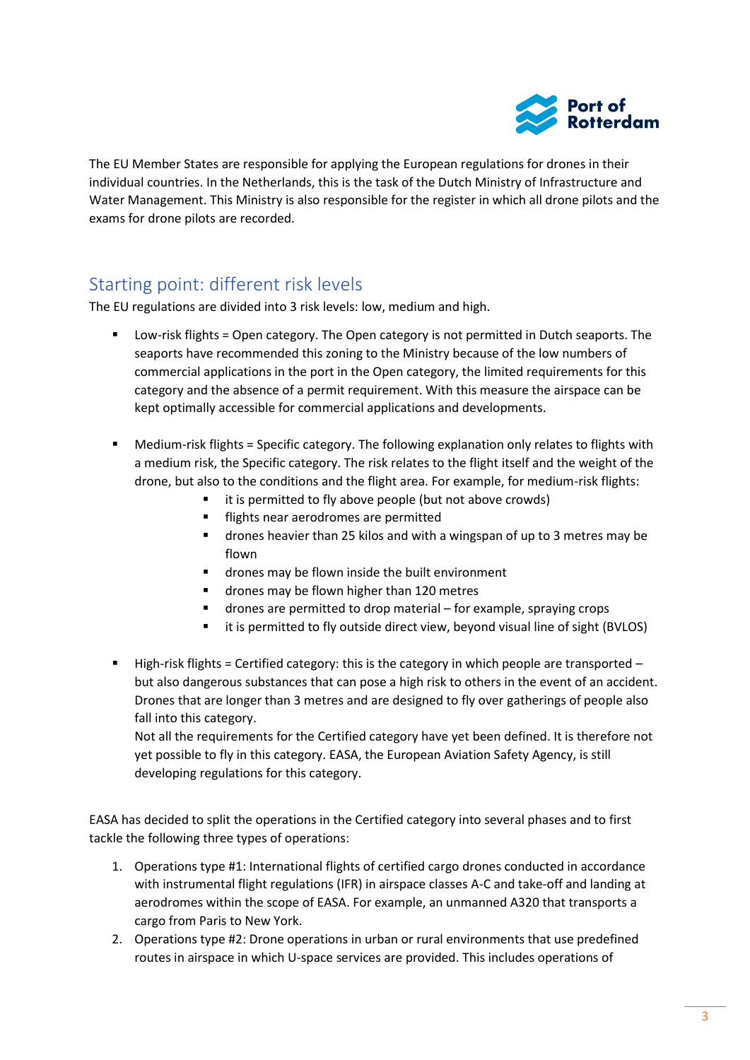The EU Member States are responsible for applying the European regulations for drones in their individual countries. In the Netherlands, this is the task of the Dutch Ministry of Infrastructure and Water Management. This Ministry is also responsible for the register in which all drone pilots and the exams for drone pilots are recorded.

## Starting point: different risk levels

The EU regulations are divided into 3 risk levels: low, medium and high.

- Low-risk flights = Open category. The Open category is not permitted in Dutch seaports. The seaports have recommended this zoning to the Ministry because of the low numbers of commercial applications in the port in the Open category, the limited requirements for this category and the absence of a permit requirement. With this measure the airspace can be kept optimally accessible for commercial applications and developments.

- Medium-risk flights = Specific category. The following explanation only relates to flights with a medium risk, the Specific category. The risk relates to the flight itself and the weight of the drone, but also to the conditions and the flight area. For example, for medium-risk flights:
  - it is permitted to fly above people (but not above crowds)
  - flights near aerodromes are permitted
  - drones heavier than 25 kilos and with a wingspan of up to 3 metres may be flown
  - drones may be flown inside the built environment
  - drones may be flown higher than 120 metres
  - drones are permitted to drop material – for example, spraying crops
  - it is permitted to fly outside direct view, beyond visual line of sight (BVLOS)

- High-risk flights = Certified category: this is the category in which people are transported – but also dangerous substances that can pose a high risk to others in the event of an accident. Drones that are longer than 3 metres and are designed to fly over gatherings of people also fall into this category.
  Not all the requirements for the Certified category have yet been defined. It is therefore not yet possible to fly in this category. EASA, the European Aviation Safety Agency, is still developing regulations for this category.

EASA has decided to split the operations in the Certified category into several phases and to first tackle the following three types of operations:

1. Operations type #1: International flights of certified cargo drones conducted in accordance with instrumental flight regulations (IFR) in airspace classes A-C and take-off and landing at aerodromes within the scope of EASA. For example, an unmanned A320 that transports a cargo from Paris to New York.
2. Operations type #2: Drone operations in urban or rural environments that use predefined routes in airspace in which U-space services are provided. This includes operations of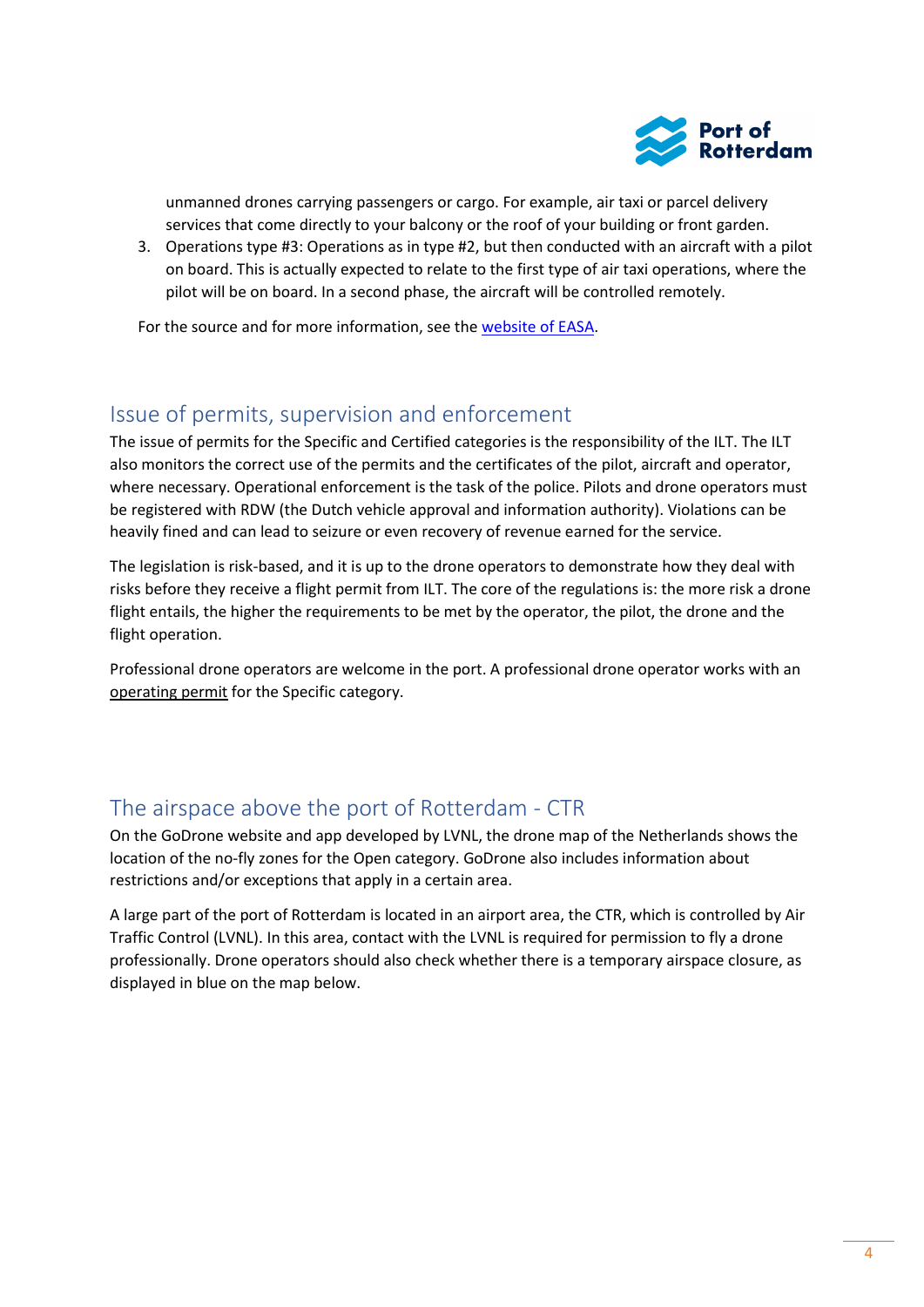unmanned drones carrying passengers or cargo. For example, air taxi or parcel delivery services that come directly to your balcony or the roof of your building or front garden.

3. Operations type #3: Operations as in type #2, but then conducted with an aircraft with a pilot on board. This is actually expected to relate to the first type of air taxi operations, where the pilot will be on board. In a second phase, the aircraft will be controlled remotely.

For the source and for more information, see the website of EASA.

## Issue of permits, supervision and enforcement

The issue of permits for the Specific and Certified categories is the responsibility of the ILT. The ILT also monitors the correct use of the permits and the certificates of the pilot, aircraft and operator, where necessary. Operational enforcement is the task of the police. Pilots and drone operators must be registered with RDW (the Dutch vehicle approval and information authority). Violations can be heavily fined and can lead to seizure or even recovery of revenue earned for the service.

The legislation is risk-based, and it is up to the drone operators to demonstrate how they deal with risks before they receive a flight permit from ILT. The core of the regulations is: the more risk a drone flight entails, the higher the requirements to be met by the operator, the pilot, the drone and the flight operation.

Professional drone operators are welcome in the port. A professional drone operator works with an operating permit for the Specific category.

## The airspace above the port of Rotterdam - CTR

On the GoDrone website and app developed by LVNL, the drone map of the Netherlands shows the location of the no-fly zones for the Open category. GoDrone also includes information about restrictions and/or exceptions that apply in a certain area.

A large part of the port of Rotterdam is located in an airport area, the CTR, which is controlled by Air Traffic Control (LVNL). In this area, contact with the LVNL is required for permission to fly a drone professionally. Drone operators should also check whether there is a temporary airspace closure, as displayed in blue on the map below.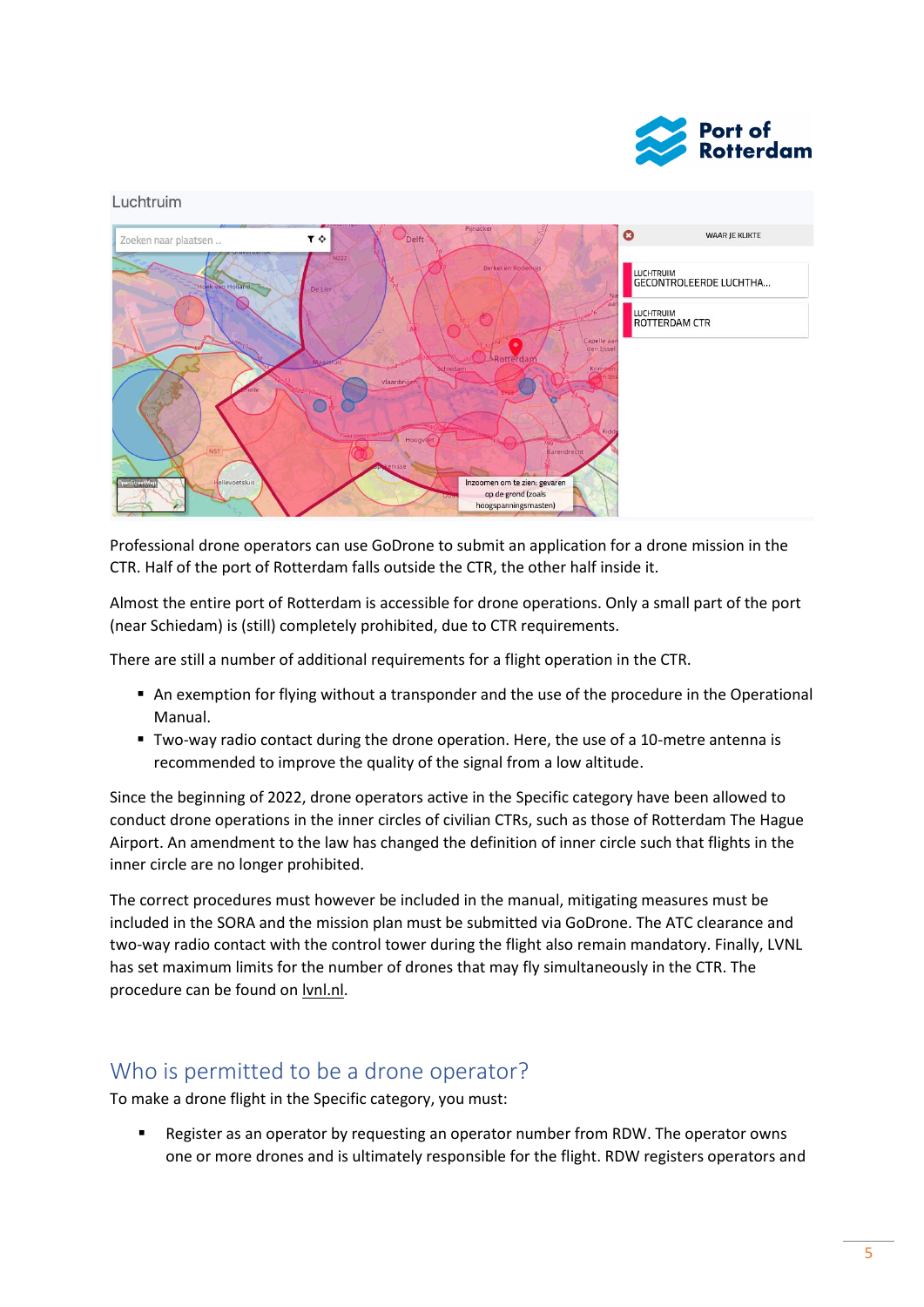Professional drone operators can use GoDrone to submit an application for a drone mission in the CTR. Half of the port of Rotterdam falls outside the CTR, the other half inside it.

Almost the entire port of Rotterdam is accessible for drone operations. Only a small part of the port (near Schiedam) is (still) completely prohibited, due to CTR requirements.

There are still a number of additional requirements for a flight operation in the CTR.

- An exemption for flying without a transponder and the use of the procedure in the Operational Manual.
- Two-way radio contact during the drone operation. Here, the use of a 10-metre antenna is recommended to improve the quality of the signal from a low altitude.

Since the beginning of 2022, drone operators active in the Specific category have been allowed to conduct drone operations in the inner circles of civilian CTRs, such as those of Rotterdam The Hague Airport. An amendment to the law has changed the definition of inner circle such that flights in the inner circle are no longer prohibited.

The correct procedures must however be included in the manual, mitigating measures must be included in the SORA and the mission plan must be submitted via GoDrone. The ATC clearance and two-way radio contact with the control tower during the flight also remain mandatory. Finally, LVNL has set maximum limits for the number of drones that may fly simultaneously in the CTR. The procedure can be found on lvnl.nl.

## Who is permitted to be a drone operator?

To make a drone flight in the Specific category, you must:

- Register as an operator by requesting an operator number from RDW. The operator owns one or more drones and is ultimately responsible for the flight. RDW registers operators and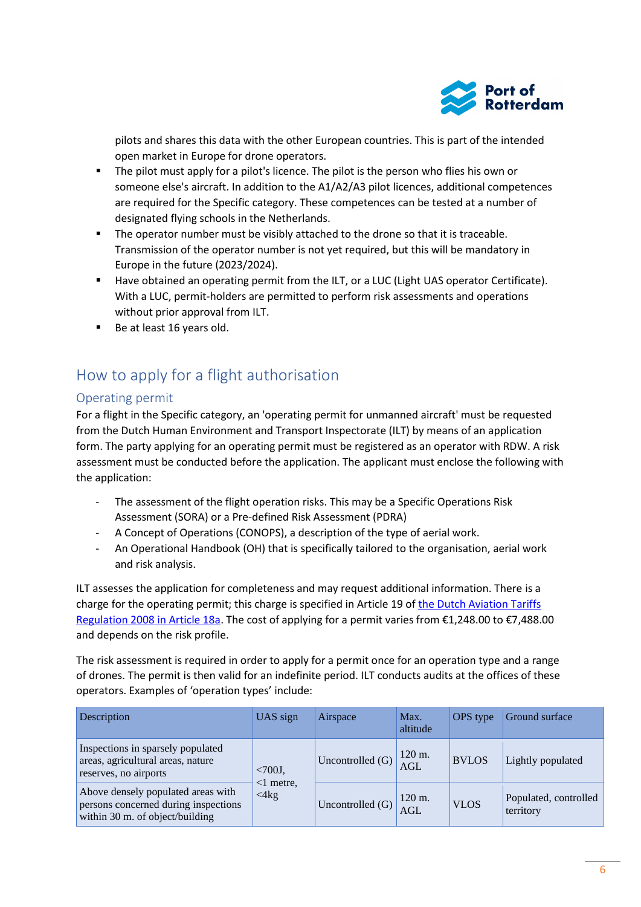pilots and shares this data with the other European countries. This is part of the intended open market in Europe for drone operators.

- The pilot must apply for a pilot's licence. The pilot is the person who flies his own or someone else's aircraft. In addition to the A1/A2/A3 pilot licences, additional competences are required for the Specific category. These competences can be tested at a number of designated flying schools in the Netherlands.
- The operator number must be visibly attached to the drone so that it is traceable. Transmission of the operator number is not yet required, but this will be mandatory in Europe in the future (2023/2024).
- Have obtained an operating permit from the ILT, or a LUC (Light UAS operator Certificate). With a LUC, permit-holders are permitted to perform risk assessments and operations without prior approval from ILT.
- Be at least 16 years old.

## How to apply for a flight authorisation

### Operating permit

For a flight in the Specific category, an 'operating permit for unmanned aircraft' must be requested from the Dutch Human Environment and Transport Inspectorate (ILT) by means of an application form. The party applying for an operating permit must be registered as an operator with RDW. A risk assessment must be conducted before the application. The applicant must enclose the following with the application:

- The assessment of the flight operation risks. This may be a Specific Operations Risk Assessment (SORA) or a Pre-defined Risk Assessment (PDRA)
- A Concept of Operations (CONOPS), a description of the type of aerial work.
- An Operational Handbook (OH) that is specifically tailored to the organisation, aerial work and risk analysis.

ILT assesses the application for completeness and may request additional information. There is a charge for the operating permit; this charge is specified in Article 19 of the Dutch Aviation Tariffs Regulation 2008 in Article 18a. The cost of applying for a permit varies from €1,248.00 to €7,488.00 and depends on the risk profile.

The risk assessment is required in order to apply for a permit once for an operation type and a range of drones. The permit is then valid for an indefinite period. ILT conducts audits at the offices of these operators. Examples of 'operation types' include:

| Description | UAS sign | Airspace | Max. altitude | OPS type | Ground surface |
|---|---|---|---|---|---|
| Inspections in sparsely populated areas, agricultural areas, nature reserves, no airports | <700J, <1 metre, <4kg | Uncontrolled (G) | 120 m. AGL | BVLOS | Lightly populated |
| Above densely populated areas with persons concerned during inspections within 30 m. of object/building | | Uncontrolled (G) | 120 m. AGL | VLOS | Populated, controlled territory |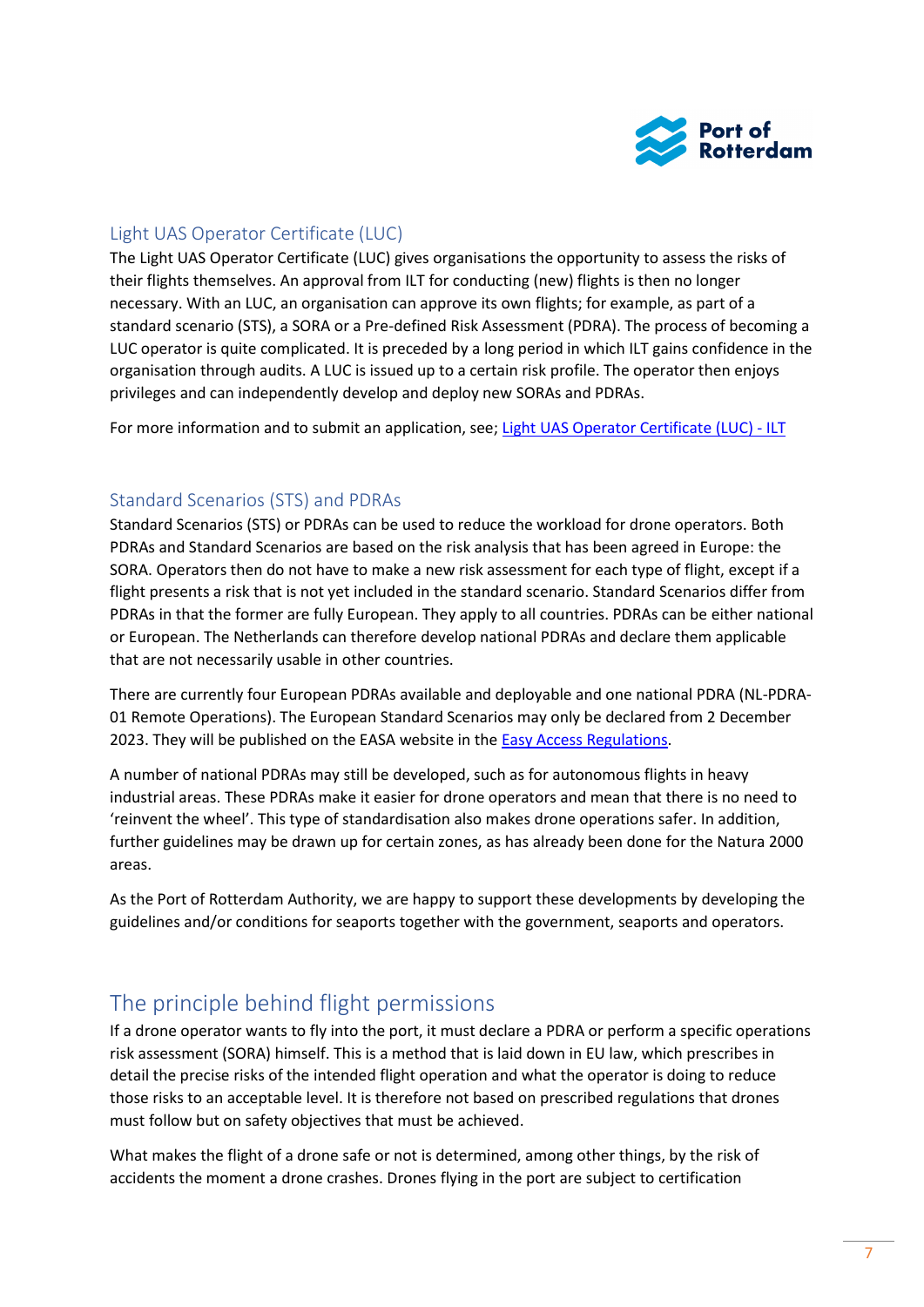## Light UAS Operator Certificate (LUC)

The Light UAS Operator Certificate (LUC) gives organisations the opportunity to assess the risks of their flights themselves. An approval from ILT for conducting (new) flights is then no longer necessary. With an LUC, an organisation can approve its own flights; for example, as part of a standard scenario (STS), a SORA or a Pre-defined Risk Assessment (PDRA). The process of becoming a LUC operator is quite complicated. It is preceded by a long period in which ILT gains confidence in the organisation through audits. A LUC is issued up to a certain risk profile. The operator then enjoys privileges and can independently develop and deploy new SORAs and PDRAs.

For more information and to submit an application, see; [Light UAS Operator Certificate (LUC) - ILT]

## Standard Scenarios (STS) and PDRAs

Standard Scenarios (STS) or PDRAs can be used to reduce the workload for drone operators. Both PDRAs and Standard Scenarios are based on the risk analysis that has been agreed in Europe: the SORA. Operators then do not have to make a new risk assessment for each type of flight, except if a flight presents a risk that is not yet included in the standard scenario. Standard Scenarios differ from PDRAs in that the former are fully European. They apply to all countries. PDRAs can be either national or European. The Netherlands can therefore develop national PDRAs and declare them applicable that are not necessarily usable in other countries.

There are currently four European PDRAs available and deployable and one national PDRA (NL-PDRA-01 Remote Operations). The European Standard Scenarios may only be declared from 2 December 2023. They will be published on the EASA website in the [Easy Access Regulations].

A number of national PDRAs may still be developed, such as for autonomous flights in heavy industrial areas. These PDRAs make it easier for drone operators and mean that there is no need to 'reinvent the wheel'. This type of standardisation also makes drone operations safer. In addition, further guidelines may be drawn up for certain zones, as has already been done for the Natura 2000 areas.

As the Port of Rotterdam Authority, we are happy to support these developments by developing the guidelines and/or conditions for seaports together with the government, seaports and operators.

# The principle behind flight permissions

If a drone operator wants to fly into the port, it must declare a PDRA or perform a specific operations risk assessment (SORA) himself. This is a method that is laid down in EU law, which prescribes in detail the precise risks of the intended flight operation and what the operator is doing to reduce those risks to an acceptable level. It is therefore not based on prescribed regulations that drones must follow but on safety objectives that must be achieved.

What makes the flight of a drone safe or not is determined, among other things, by the risk of accidents the moment a drone crashes. Drones flying in the port are subject to certification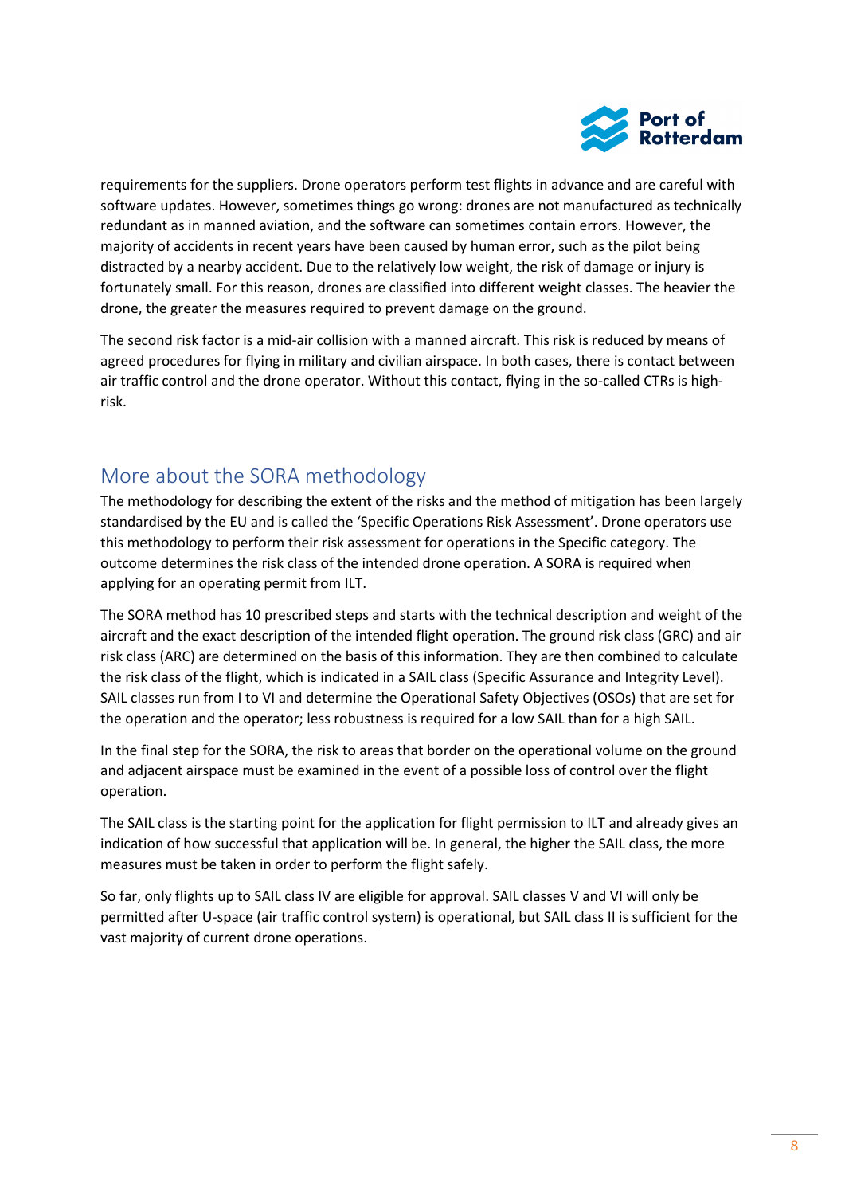requirements for the suppliers. Drone operators perform test flights in advance and are careful with software updates. However, sometimes things go wrong: drones are not manufactured as technically redundant as in manned aviation, and the software can sometimes contain errors. However, the majority of accidents in recent years have been caused by human error, such as the pilot being distracted by a nearby accident. Due to the relatively low weight, the risk of damage or injury is fortunately small. For this reason, drones are classified into different weight classes. The heavier the drone, the greater the measures required to prevent damage on the ground.

The second risk factor is a mid-air collision with a manned aircraft. This risk is reduced by means of agreed procedures for flying in military and civilian airspace. In both cases, there is contact between air traffic control and the drone operator. Without this contact, flying in the so-called CTRs is high-risk.

## More about the SORA methodology

The methodology for describing the extent of the risks and the method of mitigation has been largely standardised by the EU and is called the 'Specific Operations Risk Assessment'. Drone operators use this methodology to perform their risk assessment for operations in the Specific category. The outcome determines the risk class of the intended drone operation. A SORA is required when applying for an operating permit from ILT.

The SORA method has 10 prescribed steps and starts with the technical description and weight of the aircraft and the exact description of the intended flight operation. The ground risk class (GRC) and air risk class (ARC) are determined on the basis of this information. They are then combined to calculate the risk class of the flight, which is indicated in a SAIL class (Specific Assurance and Integrity Level). SAIL classes run from I to VI and determine the Operational Safety Objectives (OSOs) that are set for the operation and the operator; less robustness is required for a low SAIL than for a high SAIL.

In the final step for the SORA, the risk to areas that border on the operational volume on the ground and adjacent airspace must be examined in the event of a possible loss of control over the flight operation.

The SAIL class is the starting point for the application for flight permission to ILT and already gives an indication of how successful that application will be. In general, the higher the SAIL class, the more measures must be taken in order to perform the flight safely.

So far, only flights up to SAIL class IV are eligible for approval. SAIL classes V and VI will only be permitted after U-space (air traffic control system) is operational, but SAIL class II is sufficient for the vast majority of current drone operations.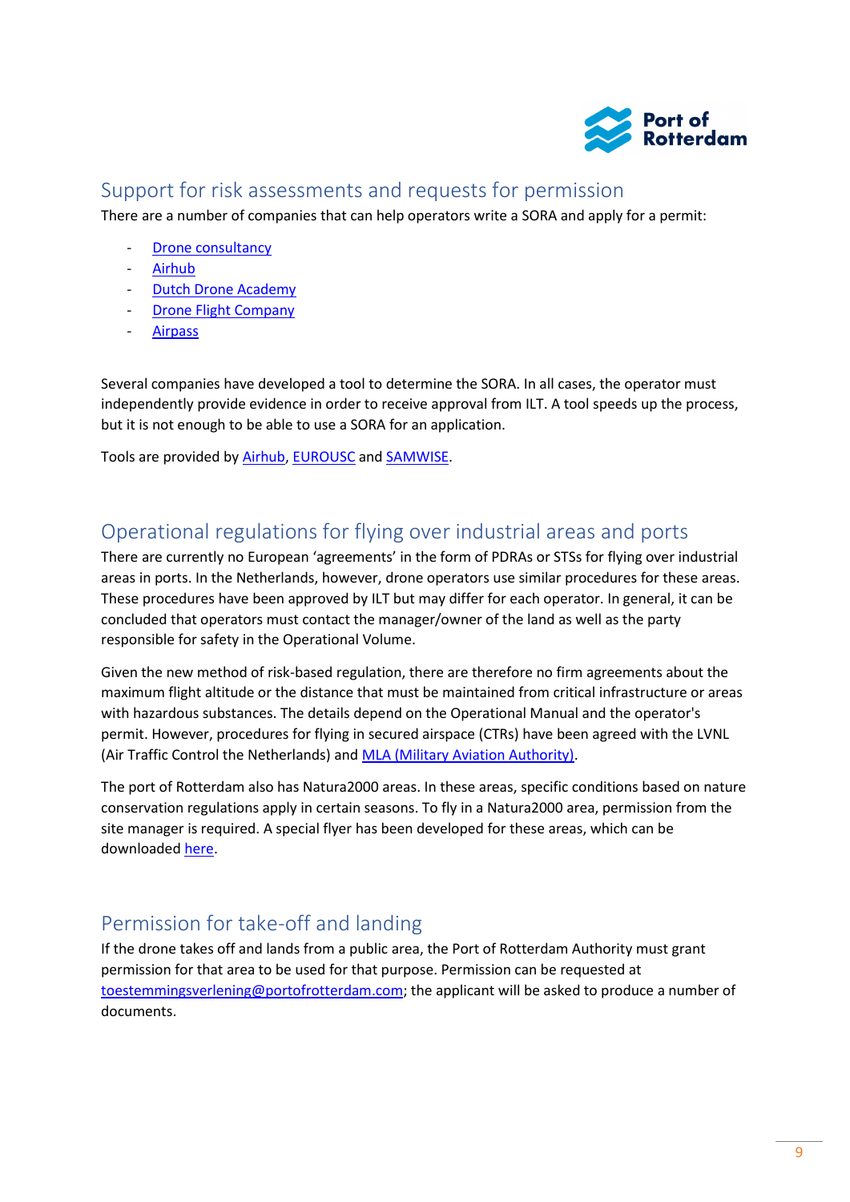## Support for risk assessments and requests for permission

There are a number of companies that can help operators write a SORA and apply for a permit:

- Drone consultancy
- Airhub
- Dutch Drone Academy
- Drone Flight Company
- Airpass

Several companies have developed a tool to determine the SORA. In all cases, the operator must independently provide evidence in order to receive approval from ILT. A tool speeds up the process, but it is not enough to be able to use a SORA for an application.

Tools are provided by Airhub, EUROUSC and SAMWISE.

## Operational regulations for flying over industrial areas and ports

There are currently no European 'agreements' in the form of PDRAs or STSs for flying over industrial areas in ports. In the Netherlands, however, drone operators use similar procedures for these areas. These procedures have been approved by ILT but may differ for each operator. In general, it can be concluded that operators must contact the manager/owner of the land as well as the party responsible for safety in the Operational Volume.

Given the new method of risk-based regulation, there are therefore no firm agreements about the maximum flight altitude or the distance that must be maintained from critical infrastructure or areas with hazardous substances. The details depend on the Operational Manual and the operator's permit. However, procedures for flying in secured airspace (CTRs) have been agreed with the LVNL (Air Traffic Control the Netherlands) and MLA (Military Aviation Authority).

The port of Rotterdam also has Natura2000 areas. In these areas, specific conditions based on nature conservation regulations apply in certain seasons. To fly in a Natura2000 area, permission from the site manager is required. A special flyer has been developed for these areas, which can be downloaded here.

## Permission for take-off and landing

If the drone takes off and lands from a public area, the Port of Rotterdam Authority must grant permission for that area to be used for that purpose. Permission can be requested at toestemmingsverlening@portofrotterdam.com; the applicant will be asked to produce a number of documents.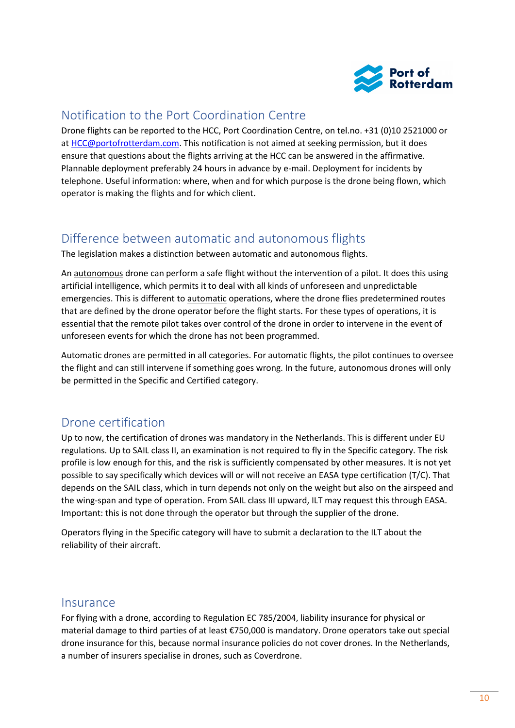## Notification to the Port Coordination Centre

Drone flights can be reported to the HCC, Port Coordination Centre, on tel.no. +31 (0)10 2521000 or at HCC@portofrotterdam.com. This notification is not aimed at seeking permission, but it does ensure that questions about the flights arriving at the HCC can be answered in the affirmative. Plannable deployment preferably 24 hours in advance by e-mail. Deployment for incidents by telephone. Useful information: where, when and for which purpose is the drone being flown, which operator is making the flights and for which client.

## Difference between automatic and autonomous flights

The legislation makes a distinction between automatic and autonomous flights.

An autonomous drone can perform a safe flight without the intervention of a pilot. It does this using artificial intelligence, which permits it to deal with all kinds of unforeseen and unpredictable emergencies. This is different to automatic operations, where the drone flies predetermined routes that are defined by the drone operator before the flight starts. For these types of operations, it is essential that the remote pilot takes over control of the drone in order to intervene in the event of unforeseen events for which the drone has not been programmed.

Automatic drones are permitted in all categories. For automatic flights, the pilot continues to oversee the flight and can still intervene if something goes wrong. In the future, autonomous drones will only be permitted in the Specific and Certified category.

## Drone certification

Up to now, the certification of drones was mandatory in the Netherlands. This is different under EU regulations. Up to SAIL class II, an examination is not required to fly in the Specific category. The risk profile is low enough for this, and the risk is sufficiently compensated by other measures. It is not yet possible to say specifically which devices will or will not receive an EASA type certification (T/C). That depends on the SAIL class, which in turn depends not only on the weight but also on the airspeed and the wing-span and type of operation. From SAIL class III upward, ILT may request this through EASA. Important: this is not done through the operator but through the supplier of the drone.

Operators flying in the Specific category will have to submit a declaration to the ILT about the reliability of their aircraft.

## Insurance

For flying with a drone, according to Regulation EC 785/2004, liability insurance for physical or material damage to third parties of at least €750,000 is mandatory. Drone operators take out special drone insurance for this, because normal insurance policies do not cover drones. In the Netherlands, a number of insurers specialise in drones, such as Coverdrone.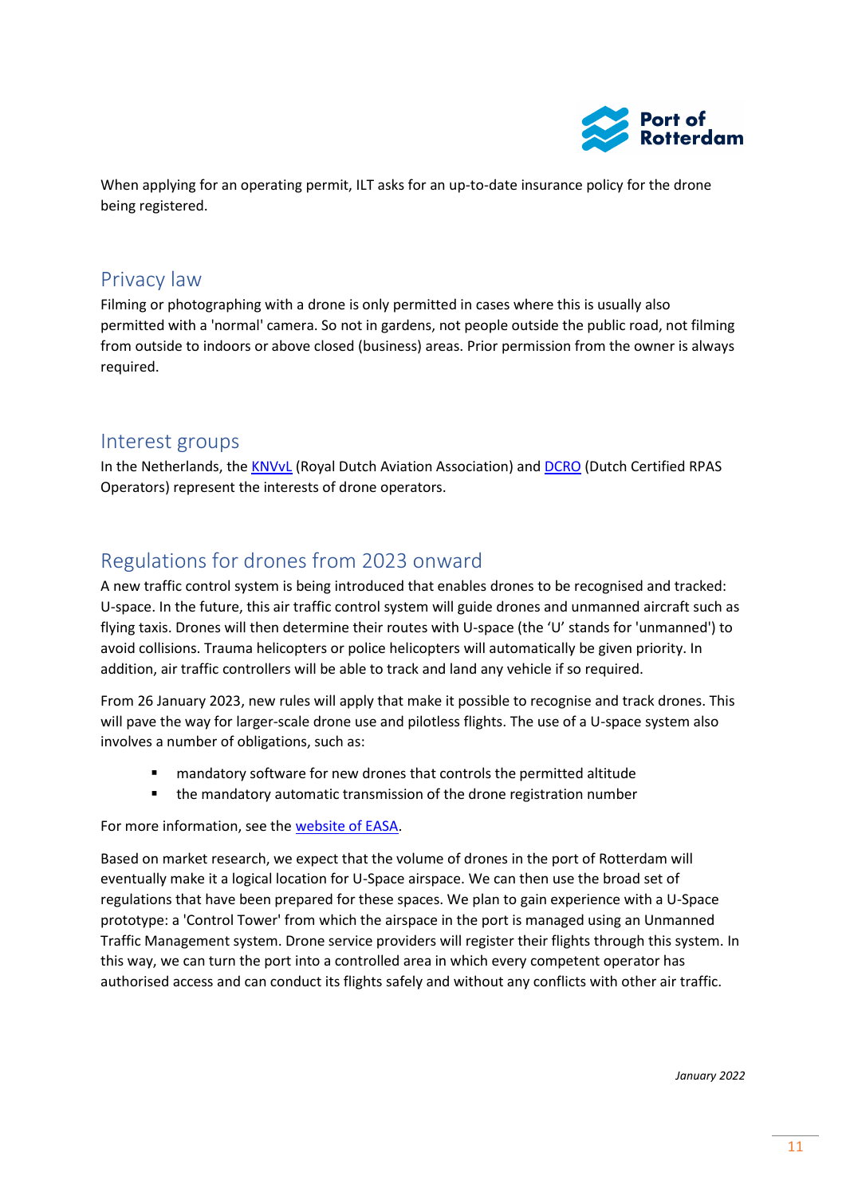When applying for an operating permit, ILT asks for an up-to-date insurance policy for the drone being registered.

## Privacy law

Filming or photographing with a drone is only permitted in cases where this is usually also permitted with a 'normal' camera. So not in gardens, not people outside the public road, not filming from outside to indoors or above closed (business) areas. Prior permission from the owner is always required.

## Interest groups

In the Netherlands, the KNVvL (Royal Dutch Aviation Association) and DCRO (Dutch Certified RPAS Operators) represent the interests of drone operators.

## Regulations for drones from 2023 onward

A new traffic control system is being introduced that enables drones to be recognised and tracked: U-space. In the future, this air traffic control system will guide drones and unmanned aircraft such as flying taxis. Drones will then determine their routes with U-space (the 'U' stands for 'unmanned') to avoid collisions. Trauma helicopters or police helicopters will automatically be given priority. In addition, air traffic controllers will be able to track and land any vehicle if so required.

From 26 January 2023, new rules will apply that make it possible to recognise and track drones. This will pave the way for larger-scale drone use and pilotless flights. The use of a U-space system also involves a number of obligations, such as:

- mandatory software for new drones that controls the permitted altitude
- the mandatory automatic transmission of the drone registration number

For more information, see the website of EASA.

Based on market research, we expect that the volume of drones in the port of Rotterdam will eventually make it a logical location for U-Space airspace. We can then use the broad set of regulations that have been prepared for these spaces. We plan to gain experience with a U-Space prototype: a 'Control Tower' from which the airspace in the port is managed using an Unmanned Traffic Management system. Drone service providers will register their flights through this system. In this way, we can turn the port into a controlled area in which every competent operator has authorised access and can conduct its flights safely and without any conflicts with other air traffic.

*January 2022*